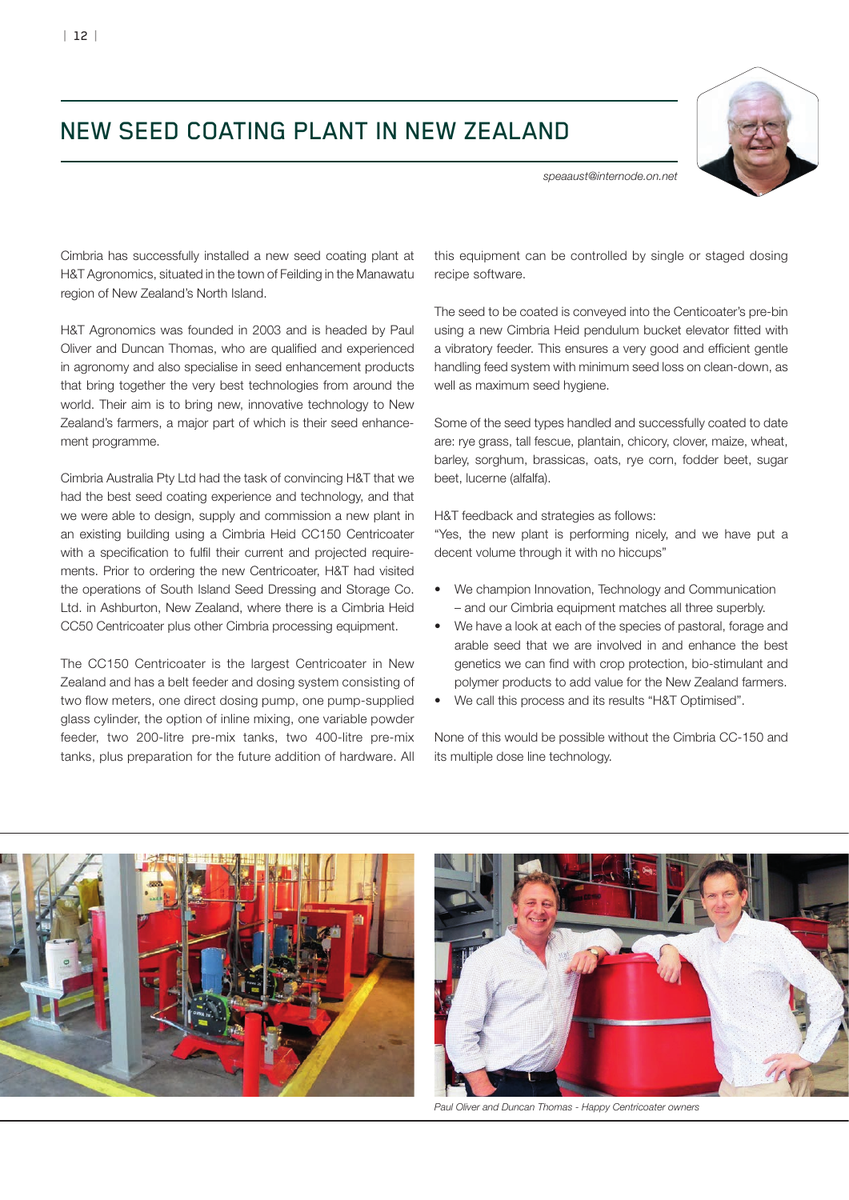# NEW SEED COATING PLANT IN NEW ZEALAND

*speaaust@internode.on.net*

Cimbria has successfully installed a new seed coating plant at H&T Agronomics, situated in the town of Feilding in the Manawatu region of New Zealand's North Island.

H&T Agronomics was founded in 2003 and is headed by Paul Oliver and Duncan Thomas, who are qualified and experienced in agronomy and also specialise in seed enhancement products that bring together the very best technologies from around the world. Their aim is to bring new, innovative technology to New Zealand's farmers, a major part of which is their seed enhancement programme.

Cimbria Australia Pty Ltd had the task of convincing H&T that we had the best seed coating experience and technology, and that we were able to design, supply and commission a new plant in an existing building using a Cimbria Heid CC150 Centricoater with a specification to fulfil their current and projected requirements. Prior to ordering the new Centricoater, H&T had visited the operations of South Island Seed Dressing and Storage Co. Ltd. in Ashburton, New Zealand, where there is a Cimbria Heid CC50 Centricoater plus other Cimbria processing equipment.

The CC150 Centricoater is the largest Centricoater in New Zealand and has a belt feeder and dosing system consisting of two flow meters, one direct dosing pump, one pump-supplied glass cylinder, the option of inline mixing, one variable powder feeder, two 200-litre pre-mix tanks, two 400-litre pre-mix tanks, plus preparation for the future addition of hardware. All this equipment can be controlled by single or staged dosing recipe software.

The seed to be coated is conveyed into the Centicoater's pre-bin using a new Cimbria Heid pendulum bucket elevator fitted with a vibratory feeder. This ensures a very good and efficient gentle handling feed system with minimum seed loss on clean-down, as well as maximum seed hygiene.

Some of the seed types handled and successfully coated to date are: rye grass, tall fescue, plantain, chicory, clover, maize, wheat, barley, sorghum, brassicas, oats, rye corn, fodder beet, sugar beet, lucerne (alfalfa).

H&T feedback and strategies as follows:
"Yes, the new plant is performing nicely, and we have put a decent volume through it with no hiccups"

- We champion Innovation, Technology and Communication – and our Cimbria equipment matches all three superbly.
- We have a look at each of the species of pastoral, forage and arable seed that we are involved in and enhance the best genetics we can find with crop protection, bio-stimulant and polymer products to add value for the New Zealand farmers.
- We call this process and its results "H&T Optimised".

None of this would be possible without the Cimbria CC-150 and its multiple dose line technology.

*Paul Oliver and Duncan Thomas - Happy Centricoater owners*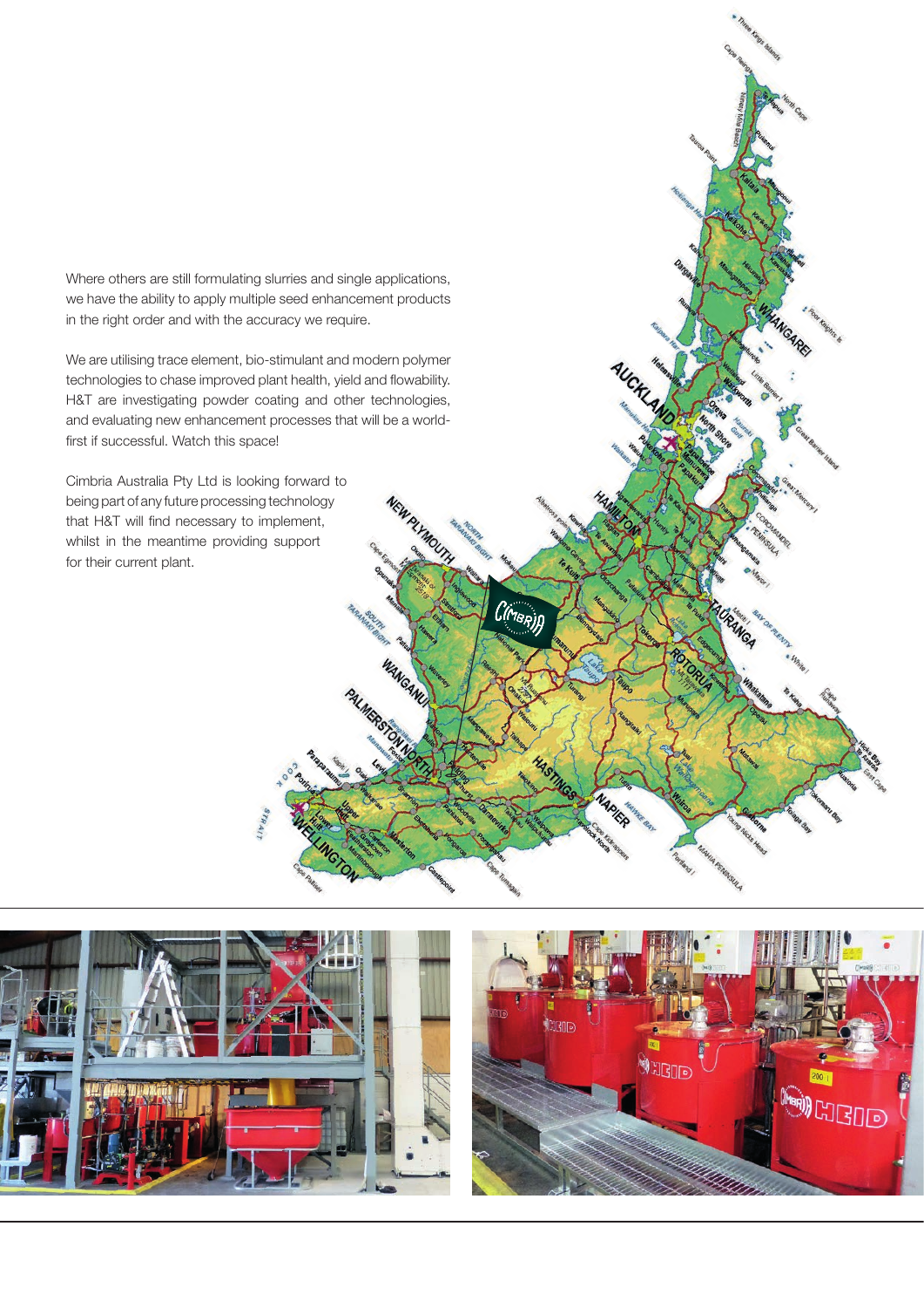Where others are still formulating slurries and single applications, we have the ability to apply multiple seed enhancement products in the right order and with the accuracy we require.

We are utilising trace element, bio-stimulant and modern polymer technologies to chase improved plant health, yield and flowability. H&T are investigating powder coating and other technologies, and evaluating new enhancement processes that will be a world-first if successful. Watch this space!

Cimbria Australia Pty Ltd is looking forward to being part of any future processing technology that H&T will find necessary to implement, whilst in the meantime providing support for their current plant.